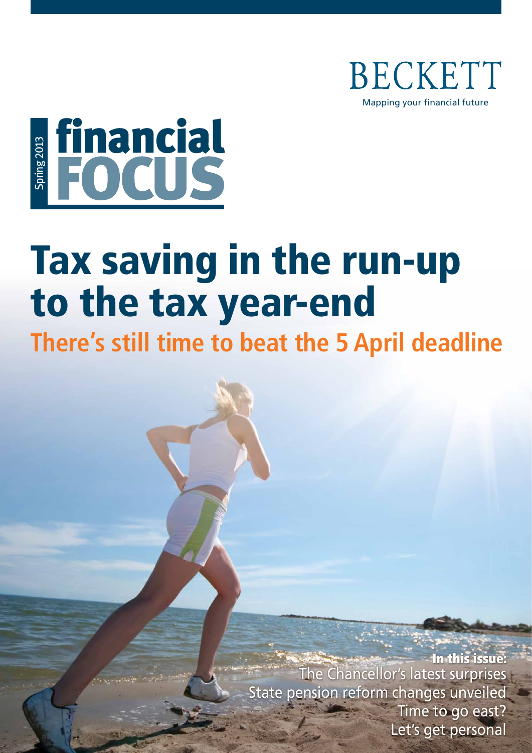BECKETT

Mapping your financial future

Spring 2013

# financial FOCUS

# Tax saving in the run-up to the tax year-end

## There's still time to beat the 5 April deadline

**In this issue:**

The Chancellor's latest surprises

State pension reform changes unveiled

Time to go east?

Let's get personal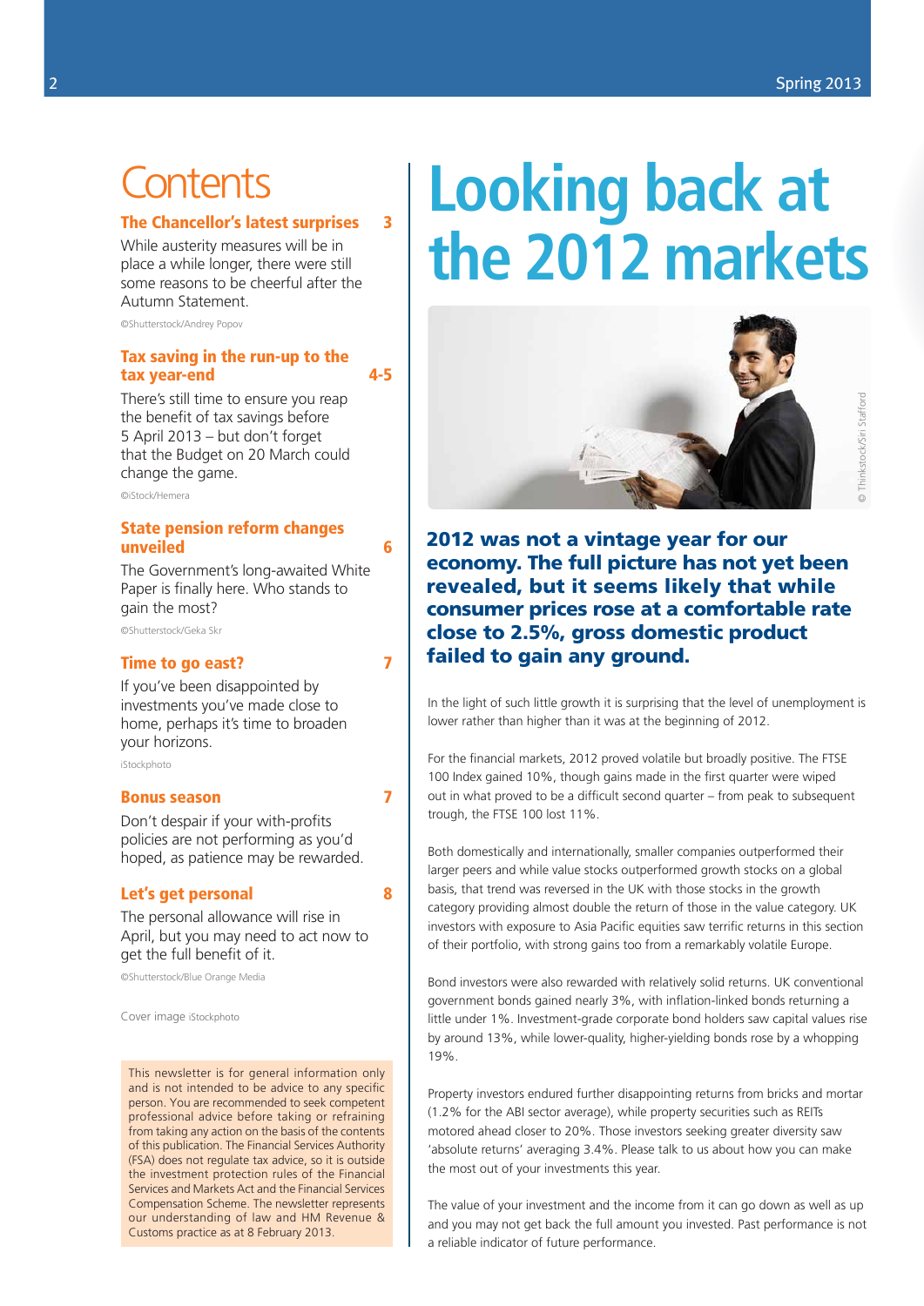# Contents

**The Chancellor's latest surprises** 3

While austerity measures will be in place a while longer, there were still some reasons to be cheerful after the Autumn Statement.

©Shutterstock/Andrey Popov

**Tax saving in the run-up to the tax year-end** 4-5

There's still time to ensure you reap the benefit of tax savings before 5 April 2013 – but don't forget that the Budget on 20 March could change the game.

©iStock/Hemera

**State pension reform changes unveiled** 6

The Government's long-awaited White Paper is finally here. Who stands to gain the most?

©Shutterstock/Geka Skr

**Time to go east?** 7

If you've been disappointed by investments you've made close to home, perhaps it's time to broaden your horizons.

iStockphoto

**Bonus season** 7

Don't despair if your with-profits policies are not performing as you'd hoped, as patience may be rewarded.

**Let's get personal** 8

The personal allowance will rise in April, but you may need to act now to get the full benefit of it.

©Shutterstock/Blue Orange Media

Cover image iStockphoto

This newsletter is for general information only and is not intended to be advice to any specific person. You are recommended to seek competent professional advice before taking or refraining from taking any action on the basis of the contents of this publication. The Financial Services Authority (FSA) does not regulate tax advice, so it is outside the investment protection rules of the Financial Services and Markets Act and the Financial Services Compensation Scheme. The newsletter represents our understanding of law and HM Revenue & Customs practice as at 8 February 2013.

# Looking back at the 2012 markets

© Thinkstock/Siri Stafford

**2012 was not a vintage year for our economy. The full picture has not yet been revealed, but it seems likely that while consumer prices rose at a comfortable rate close to 2.5%, gross domestic product failed to gain any ground.**

In the light of such little growth it is surprising that the level of unemployment is lower rather than higher than it was at the beginning of 2012.

For the financial markets, 2012 proved volatile but broadly positive. The FTSE 100 Index gained 10%, though gains made in the first quarter were wiped out in what proved to be a difficult second quarter – from peak to subsequent trough, the FTSE 100 lost 11%.

Both domestically and internationally, smaller companies outperformed their larger peers and while value stocks outperformed growth stocks on a global basis, that trend was reversed in the UK with those stocks in the growth category providing almost double the return of those in the value category. UK investors with exposure to Asia Pacific equities saw terrific returns in this section of their portfolio, with strong gains too from a remarkably volatile Europe.

Bond investors were also rewarded with relatively solid returns. UK conventional government bonds gained nearly 3%, with inflation-linked bonds returning a little under 1%. Investment-grade corporate bond holders saw capital values rise by around 13%, while lower-quality, higher-yielding bonds rose by a whopping 19%.

Property investors endured further disappointing returns from bricks and mortar (1.2% for the ABI sector average), while property securities such as REITs motored ahead closer to 20%. Those investors seeking greater diversity saw 'absolute returns' averaging 3.4%. Please talk to us about how you can make the most out of your investments this year.

The value of your investment and the income from it can go down as well as up and you may not get back the full amount you invested. Past performance is not a reliable indicator of future performance.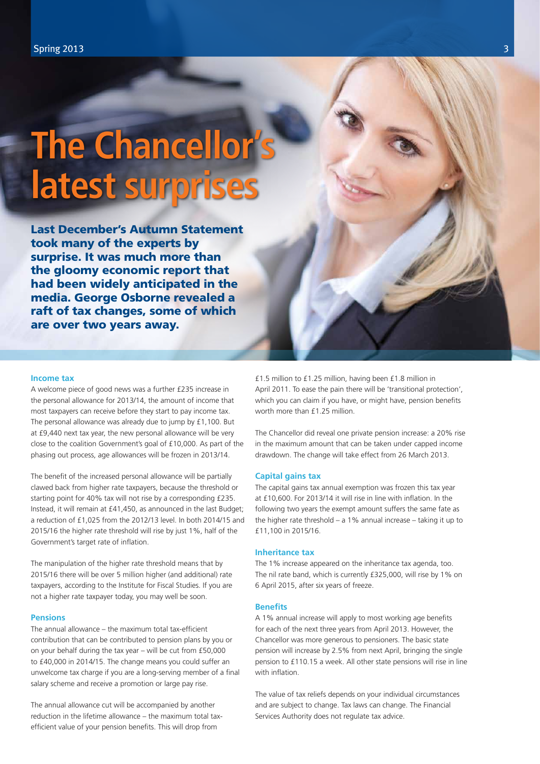# The Chancellor's latest surprises

**Last December's Autumn Statement took many of the experts by surprise. It was much more than the gloomy economic report that had been widely anticipated in the media. George Osborne revealed a raft of tax changes, some of which are over two years away.**

### Income tax

A welcome piece of good news was a further £235 increase in the personal allowance for 2013/14, the amount of income that most taxpayers can receive before they start to pay income tax. The personal allowance was already due to jump by £1,100. But at £9,440 next tax year, the new personal allowance will be very close to the coalition Government's goal of £10,000. As part of the phasing out process, age allowances will be frozen in 2013/14.

The benefit of the increased personal allowance will be partially clawed back from higher rate taxpayers, because the threshold or starting point for 40% tax will not rise by a corresponding £235. Instead, it will remain at £41,450, as announced in the last Budget; a reduction of £1,025 from the 2012/13 level. In both 2014/15 and 2015/16 the higher rate threshold will rise by just 1%, half of the Government's target rate of inflation.

The manipulation of the higher rate threshold means that by 2015/16 there will be over 5 million higher (and additional) rate taxpayers, according to the Institute for Fiscal Studies. If you are not a higher rate taxpayer today, you may well be soon.

### Pensions

The annual allowance – the maximum total tax-efficient contribution that can be contributed to pension plans by you or on your behalf during the tax year – will be cut from £50,000 to £40,000 in 2014/15. The change means you could suffer an unwelcome tax charge if you are a long-serving member of a final salary scheme and receive a promotion or large pay rise.

The annual allowance cut will be accompanied by another reduction in the lifetime allowance – the maximum total tax-efficient value of your pension benefits. This will drop from £1.5 million to £1.25 million, having been £1.8 million in April 2011. To ease the pain there will be 'transitional protection', which you can claim if you have, or might have, pension benefits worth more than £1.25 million.

The Chancellor did reveal one private pension increase: a 20% rise in the maximum amount that can be taken under capped income drawdown. The change will take effect from 26 March 2013.

### Capital gains tax

The capital gains tax annual exemption was frozen this tax year at £10,600. For 2013/14 it will rise in line with inflation. In the following two years the exempt amount suffers the same fate as the higher rate threshold – a 1% annual increase – taking it up to £11,100 in 2015/16.

### Inheritance tax

The 1% increase appeared on the inheritance tax agenda, too. The nil rate band, which is currently £325,000, will rise by 1% on 6 April 2015, after six years of freeze.

### Benefits

A 1% annual increase will apply to most working age benefits for each of the next three years from April 2013. However, the Chancellor was more generous to pensioners. The basic state pension will increase by 2.5% from next April, bringing the single pension to £110.15 a week. All other state pensions will rise in line with inflation.

The value of tax reliefs depends on your individual circumstances and are subject to change. Tax laws can change. The Financial Services Authority does not regulate tax advice.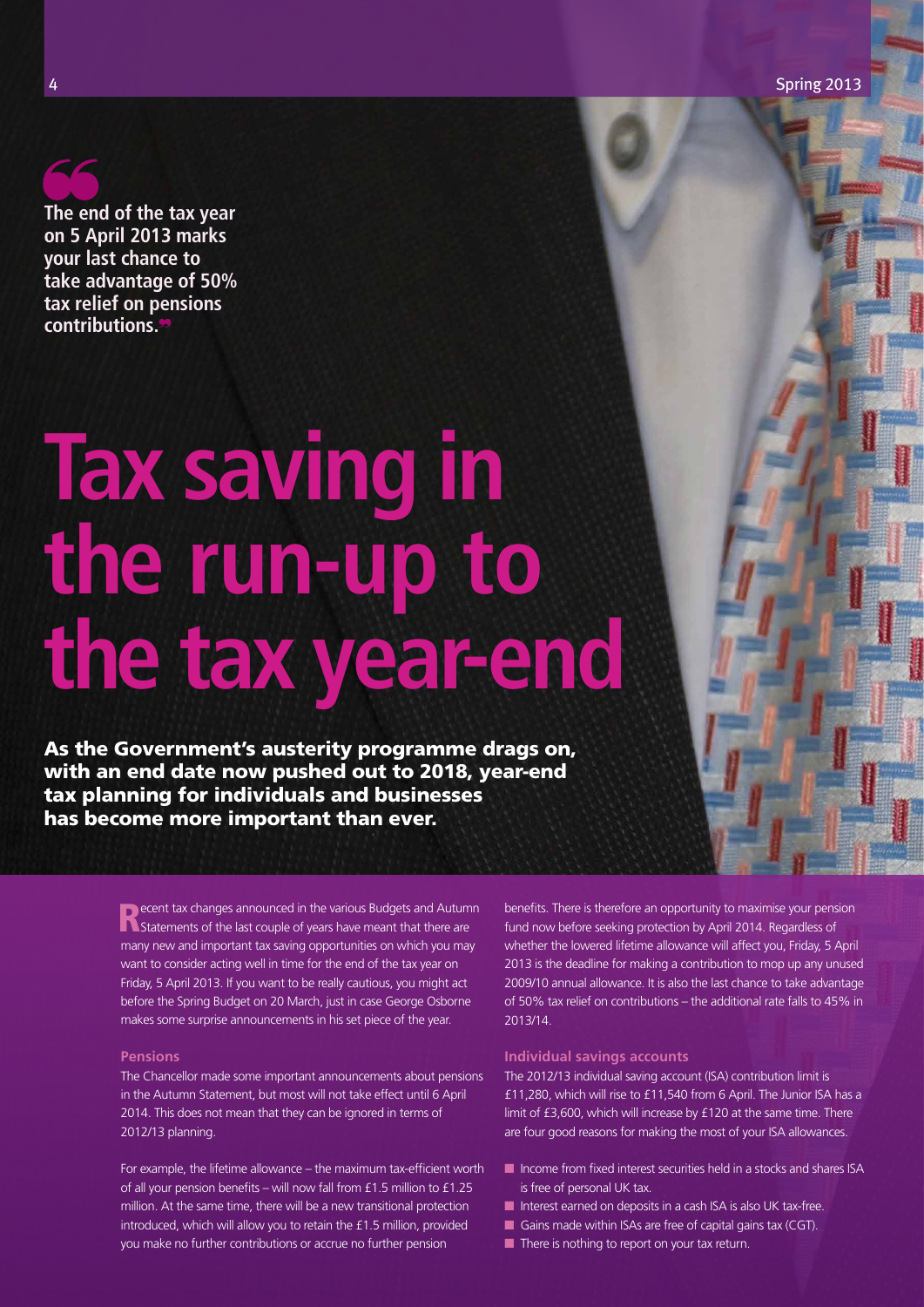> The end of the tax year on 5 April 2013 marks your last chance to take advantage of 50% tax relief on pensions contributions.

# Tax saving in the run-up to the tax year-end

**As the Government's austerity programme drags on, with an end date now pushed out to 2018, year-end tax planning for individuals and businesses has become more important than ever.**

Recent tax changes announced in the various Budgets and Autumn Statements of the last couple of years have meant that there are many new and important tax saving opportunities on which you may want to consider acting well in time for the end of the tax year on Friday, 5 April 2013. If you want to be really cautious, you might act before the Spring Budget on 20 March, just in case George Osborne makes some surprise announcements in his set piece of the year.

### Pensions

The Chancellor made some important announcements about pensions in the Autumn Statement, but most will not take effect until 6 April 2014. This does not mean that they can be ignored in terms of 2012/13 planning.

For example, the lifetime allowance – the maximum tax-efficient worth of all your pension benefits – will now fall from £1.5 million to £1.25 million. At the same time, there will be a new transitional protection introduced, which will allow you to retain the £1.5 million, provided you make no further contributions or accrue no further pension benefits. There is therefore an opportunity to maximise your pension fund now before seeking protection by April 2014. Regardless of whether the lowered lifetime allowance will affect you, Friday, 5 April 2013 is the deadline for making a contribution to mop up any unused 2009/10 annual allowance. It is also the last chance to take advantage of 50% tax relief on contributions – the additional rate falls to 45% in 2013/14.

### Individual savings accounts

The 2012/13 individual saving account (ISA) contribution limit is £11,280, which will rise to £11,540 from 6 April. The Junior ISA has a limit of £3,600, which will increase by £120 at the same time. There are four good reasons for making the most of your ISA allowances.

- Income from fixed interest securities held in a stocks and shares ISA is free of personal UK tax.
- Interest earned on deposits in a cash ISA is also UK tax-free.
- Gains made within ISAs are free of capital gains tax (CGT).
- There is nothing to report on your tax return.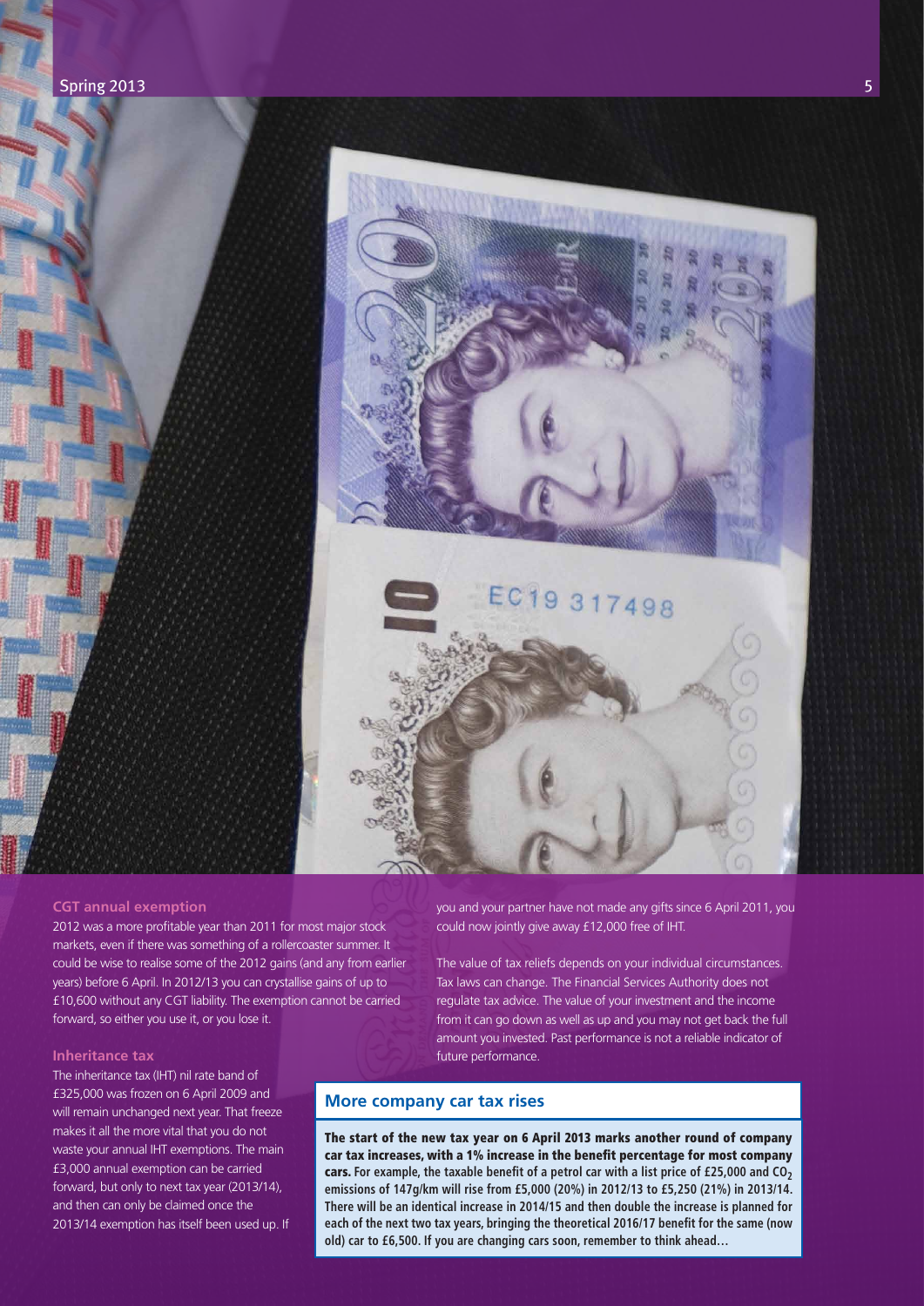### CGT annual exemption

2012 was a more profitable year than 2011 for most major stock markets, even if there was something of a rollercoaster summer. It could be wise to realise some of the 2012 gains (and any from earlier years) before 6 April. In 2012/13 you can crystallise gains of up to £10,600 without any CGT liability. The exemption cannot be carried forward, so either you use it, or you lose it.

### Inheritance tax

The inheritance tax (IHT) nil rate band of £325,000 was frozen on 6 April 2009 and will remain unchanged next year. That freeze makes it all the more vital that you do not waste your annual IHT exemptions. The main £3,000 annual exemption can be carried forward, but only to next tax year (2013/14), and then can only be claimed once the 2013/14 exemption has itself been used up. If you and your partner have not made any gifts since 6 April 2011, you could now jointly give away £12,000 free of IHT.

The value of tax reliefs depends on your individual circumstances. Tax laws can change. The Financial Services Authority does not regulate tax advice. The value of your investment and the income from it can go down as well as up and you may not get back the full amount you invested. Past performance is not a reliable indicator of future performance.

## More company car tax rises

**The start of the new tax year on 6 April 2013 marks another round of company car tax increases, with a 1% increase in the benefit percentage for most company cars. For example, the taxable benefit of a petrol car with a list price of £25,000 and $CO_2$ emissions of 147g/km will rise from £5,000 (20%) in 2012/13 to £5,250 (21%) in 2013/14. There will be an identical increase in 2014/15 and then double the increase is planned for each of the next two tax years, bringing the theoretical 2016/17 benefit for the same (now old) car to £6,500. If you are changing cars soon, remember to think ahead…**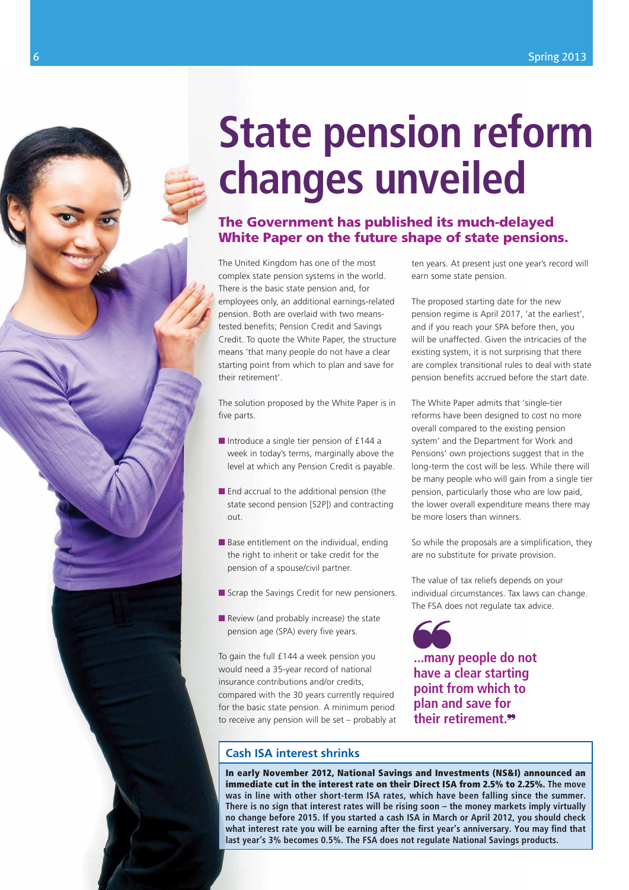# State pension reform changes unveiled

## The Government has published its much-delayed White Paper on the future shape of state pensions.

The United Kingdom has one of the most complex state pension systems in the world. There is the basic state pension and, for employees only, an additional earnings-related pension. Both are overlaid with two means-tested benefits; Pension Credit and Savings Credit. To quote the White Paper, the structure means 'that many people do not have a clear starting point from which to plan and save for their retirement'.

The solution proposed by the White Paper is in five parts.

- Introduce a single tier pension of £144 a week in today's terms, marginally above the level at which any Pension Credit is payable.
- End accrual to the additional pension (the state second pension [S2P]) and contracting out.
- Base entitlement on the individual, ending the right to inherit or take credit for the pension of a spouse/civil partner.
- Scrap the Savings Credit for new pensioners.
- Review (and probably increase) the state pension age (SPA) every five years.

To gain the full £144 a week pension you would need a 35-year record of national insurance contributions and/or credits, compared with the 30 years currently required for the basic state pension. A minimum period to receive any pension will be set – probably at ten years. At present just one year's record will earn some state pension.

The proposed starting date for the new pension regime is April 2017, 'at the earliest', and if you reach your SPA before then, you will be unaffected. Given the intricacies of the existing system, it is not surprising that there are complex transitional rules to deal with state pension benefits accrued before the start date.

The White Paper admits that 'single-tier reforms have been designed to cost no more overall compared to the existing pension system' and the Department for Work and Pensions' own projections suggest that in the long-term the cost will be less. While there will be many people who will gain from a single tier pension, particularly those who are low paid, the lower overall expenditure means there may be more losers than winners.

So while the proposals are a simplification, they are no substitute for private provision.

The value of tax reliefs depends on your individual circumstances. Tax laws can change. The FSA does not regulate tax advice.

> **"...many people do not have a clear starting point from which to plan and save for their retirement."**

### Cash ISA interest shrinks

**In early November 2012, National Savings and Investments (NS&I) announced an immediate cut in the interest rate on their Direct ISA from 2.5% to 2.25%. The move was in line with other short-term ISA rates, which have been falling since the summer. There is no sign that interest rates will be rising soon – the money markets imply virtually no change before 2015. If you started a cash ISA in March or April 2012, you should check what interest rate you will be earning after the first year's anniversary. You may find that last year's 3% becomes 0.5%. The FSA does not regulate National Savings products.**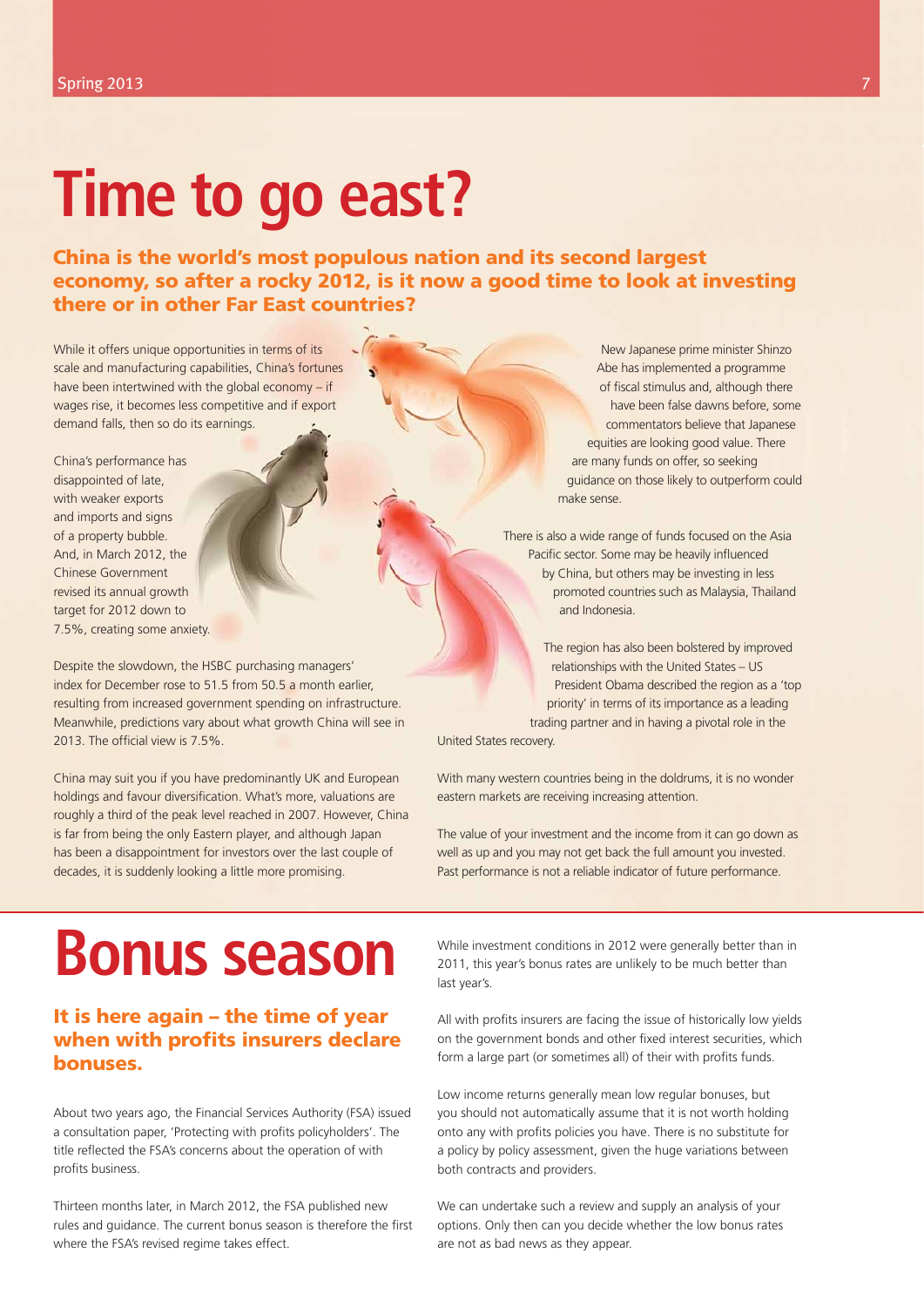# Time to go east?

## China is the world's most populous nation and its second largest economy, so after a rocky 2012, is it now a good time to look at investing there or in other Far East countries?

While it offers unique opportunities in terms of its scale and manufacturing capabilities, China's fortunes have been intertwined with the global economy – if wages rise, it becomes less competitive and if export demand falls, then so do its earnings.

China's performance has disappointed of late, with weaker exports and imports and signs of a property bubble. And, in March 2012, the Chinese Government revised its annual growth target for 2012 down to 7.5%, creating some anxiety.

Despite the slowdown, the HSBC purchasing managers' index for December rose to 51.5 from 50.5 a month earlier, resulting from increased government spending on infrastructure. Meanwhile, predictions vary about what growth China will see in 2013. The official view is 7.5%.

China may suit you if you have predominantly UK and European holdings and favour diversification. What's more, valuations are roughly a third of the peak level reached in 2007. However, China is far from being the only Eastern player, and although Japan has been a disappointment for investors over the last couple of decades, it is suddenly looking a little more promising.

New Japanese prime minister Shinzo Abe has implemented a programme of fiscal stimulus and, although there have been false dawns before, some commentators believe that Japanese equities are looking good value. There are many funds on offer, so seeking guidance on those likely to outperform could make sense.

There is also a wide range of funds focused on the Asia Pacific sector. Some may be heavily influenced by China, but others may be investing in less promoted countries such as Malaysia, Thailand and Indonesia.

The region has also been bolstered by improved relationships with the United States – US President Obama described the region as a 'top priority' in terms of its importance as a leading trading partner and in having a pivotal role in the United States recovery.

With many western countries being in the doldrums, it is no wonder eastern markets are receiving increasing attention.

The value of your investment and the income from it can go down as well as up and you may not get back the full amount you invested. Past performance is not a reliable indicator of future performance.

# Bonus season

## It is here again – the time of year when with profits insurers declare bonuses.

About two years ago, the Financial Services Authority (FSA) issued a consultation paper, 'Protecting with profits policyholders'. The title reflected the FSA's concerns about the operation of with profits business.

Thirteen months later, in March 2012, the FSA published new rules and guidance. The current bonus season is therefore the first where the FSA's revised regime takes effect.

While investment conditions in 2012 were generally better than in 2011, this year's bonus rates are unlikely to be much better than last year's.

All with profits insurers are facing the issue of historically low yields on the government bonds and other fixed interest securities, which form a large part (or sometimes all) of their with profits funds.

Low income returns generally mean low regular bonuses, but you should not automatically assume that it is not worth holding onto any with profits policies you have. There is no substitute for a policy by policy assessment, given the huge variations between both contracts and providers.

We can undertake such a review and supply an analysis of your options. Only then can you decide whether the low bonus rates are not as bad news as they appear.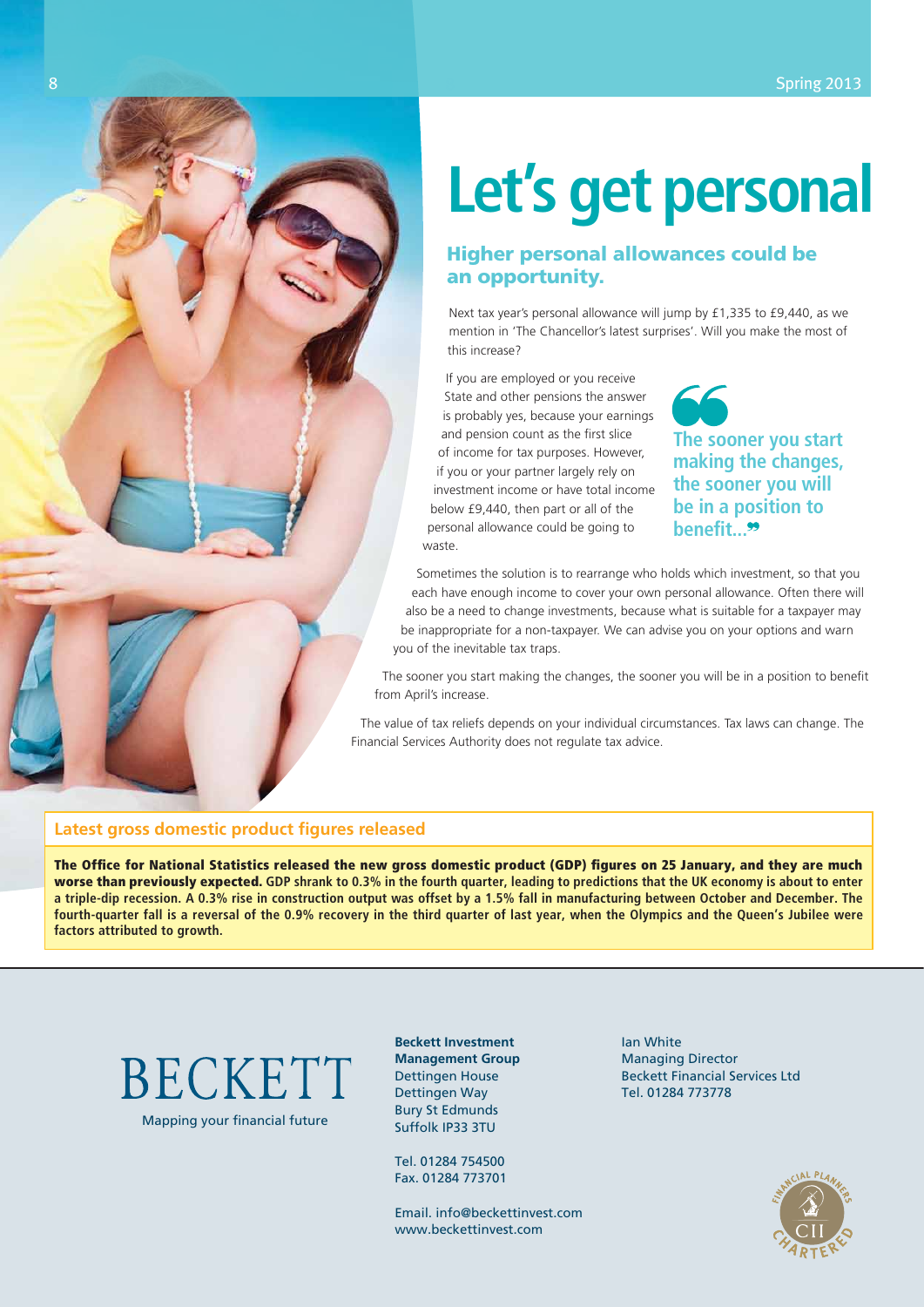# Let's get personal

## Higher personal allowances could be an opportunity.

Next tax year's personal allowance will jump by £1,335 to £9,440, as we mention in 'The Chancellor's latest surprises'. Will you make the most of this increase?

If you are employed or you receive State and other pensions the answer is probably yes, because your earnings and pension count as the first slice of income for tax purposes. However, if you or your partner largely rely on investment income or have total income below £9,440, then part or all of the personal allowance could be going to waste.

> **The sooner you start making the changes, the sooner you will be in a position to benefit...**

Sometimes the solution is to rearrange who holds which investment, so that you each have enough income to cover your own personal allowance. Often there will also be a need to change investments, because what is suitable for a taxpayer may be inappropriate for a non-taxpayer. We can advise you on your options and warn you of the inevitable tax traps.

The sooner you start making the changes, the sooner you will be in a position to benefit from April's increase.

The value of tax reliefs depends on your individual circumstances. Tax laws can change. The Financial Services Authority does not regulate tax advice.

### Latest gross domestic product figures released

**The Office for National Statistics released the new gross domestic product (GDP) figures on 25 January, and they are much worse than previously expected. GDP shrank to 0.3% in the fourth quarter, leading to predictions that the UK economy is about to enter a triple-dip recession. A 0.3% rise in construction output was offset by a 1.5% fall in manufacturing between October and December. The fourth-quarter fall is a reversal of the 0.9% recovery in the third quarter of last year, when the Olympics and the Queen's Jubilee were factors attributed to growth.**

BECKETT

Mapping your financial future

**Beckett Investment Management Group**
Dettingen House
Dettingen Way
Bury St Edmunds
Suffolk IP33 3TU

Tel. 01284 754500
Fax. 01284 773701

Email. info@beckettinvest.com
www.beckettinvest.com

Ian White
Managing Director
Beckett Financial Services Ltd
Tel. 01284 773778

Financial Planners CII Chartered